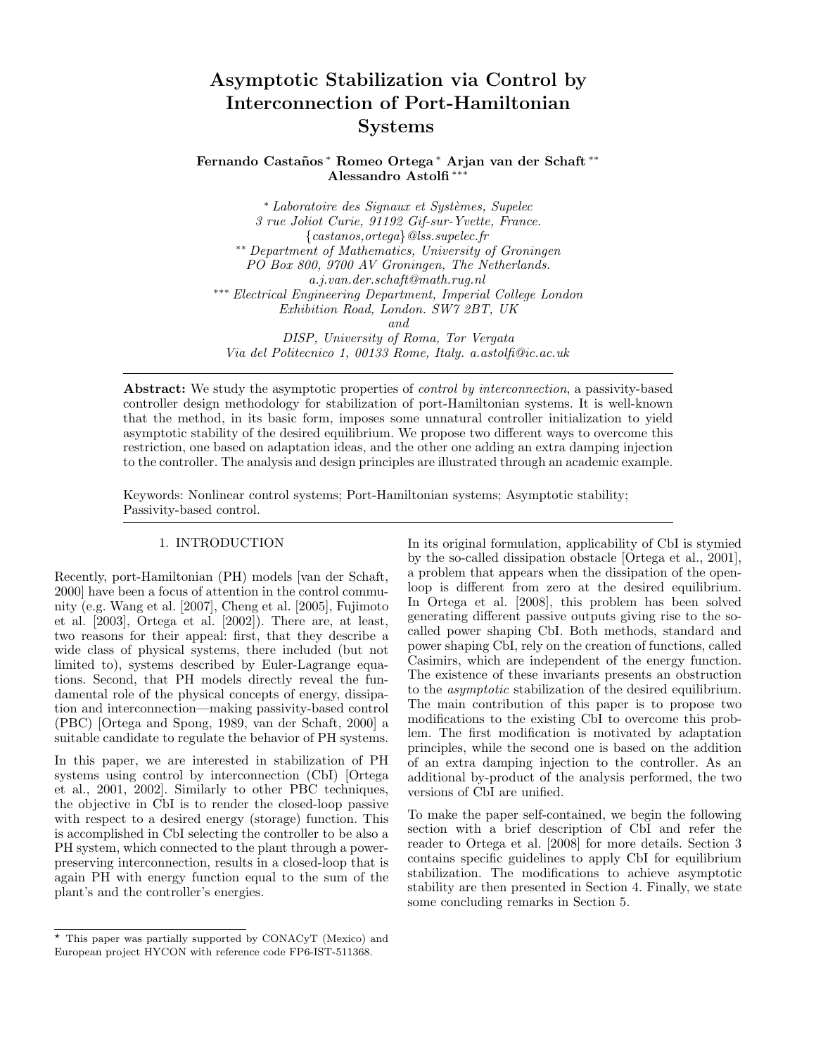# Asymptotic Stabilization via Control by Interconnection of Port-Hamiltonian Systems

**Fernando Castaños** [*] **Romeo Ortega** [*] **Arjan van der Schaft** [**] **Alessandro Astolfi** [***]

[*] *Laboratoire des Signaux et Systèmes, Supelec 3 rue Joliot Curie, 91192 Gif-sur-Yvette, France. {castanos,ortega}@lss.supelec.fr*

[**] *Department of Mathematics, University of Groningen PO Box 800, 9700 AV Groningen, The Netherlands. a.j.van.der.schaft@math.rug.nl*

[***] *Electrical Engineering Department, Imperial College London Exhibition Road, London. SW7 2BT, UK and DISP, University of Roma, Tor Vergata Via del Politecnico 1, 00133 Rome, Italy. a.astolfi@ic.ac.uk*

---

**Abstract:** We study the asymptotic properties of *control by interconnection*, a passivity-based controller design methodology for stabilization of port-Hamiltonian systems. It is well-known that the method, in its basic form, imposes some unnatural controller initialization to yield asymptotic stability of the desired equilibrium. We propose two different ways to overcome this restriction, one based on adaptation ideas, and the other one adding an extra damping injection to the controller. The analysis and design principles are illustrated through an academic example.

Keywords: Nonlinear control systems; Port-Hamiltonian systems; Asymptotic stability; Passivity-based control.

---

## 1. INTRODUCTION

Recently, port-Hamiltonian (PH) models [van der Schaft, 2000] have been a focus of attention in the control community (e.g. Wang et al. [2007], Cheng et al. [2005], Fujimoto et al. [2003], Ortega et al. [2002]). There are, at least, two reasons for their appeal: first, that they describe a wide class of physical systems, there included (but not limited to), systems described by Euler-Lagrange equations. Second, that PH models directly reveal the fundamental role of the physical concepts of energy, dissipation and interconnection—making passivity-based control (PBC) [Ortega and Spong, 1989, van der Schaft, 2000] a suitable candidate to regulate the behavior of PH systems.

In this paper, we are interested in stabilization of PH systems using control by interconnection (CbI) [Ortega et al., 2001, 2002]. Similarly to other PBC techniques, the objective in CbI is to render the closed-loop passive with respect to a desired energy (storage) function. This is accomplished in CbI selecting the controller to be also a PH system, which connected to the plant through a power-preserving interconnection, results in a closed-loop that is again PH with energy function equal to the sum of the plant's and the controller's energies.

In its original formulation, applicability of CbI is stymied by the so-called dissipation obstacle [Ortega et al., 2001], a problem that appears when the dissipation of the open-loop is different from zero at the desired equilibrium. In Ortega et al. [2008], this problem has been solved generating different passive outputs giving rise to the so-called power shaping CbI. Both methods, standard and power shaping CbI, rely on the creation of functions, called Casimirs, which are independent of the energy function. The existence of these invariants presents an obstruction to the *asymptotic* stabilization of the desired equilibrium. The main contribution of this paper is to propose two modifications to the existing CbI to overcome this problem. The first modification is motivated by adaptation principles, while the second one is based on the addition of an extra damping injection to the controller. As an additional by-product of the analysis performed, the two versions of CbI are unified.

To make the paper self-contained, we begin the following section with a brief description of CbI and refer the reader to Ortega et al. [2008] for more details. Section 3 contains specific guidelines to apply CbI for equilibrium stabilization. The modifications to achieve asymptotic stability are then presented in Section 4. Finally, we state some concluding remarks in Section 5.

---

[⋆] This paper was partially supported by CONACyT (Mexico) and European project HYCON with reference code FP6-IST-511368.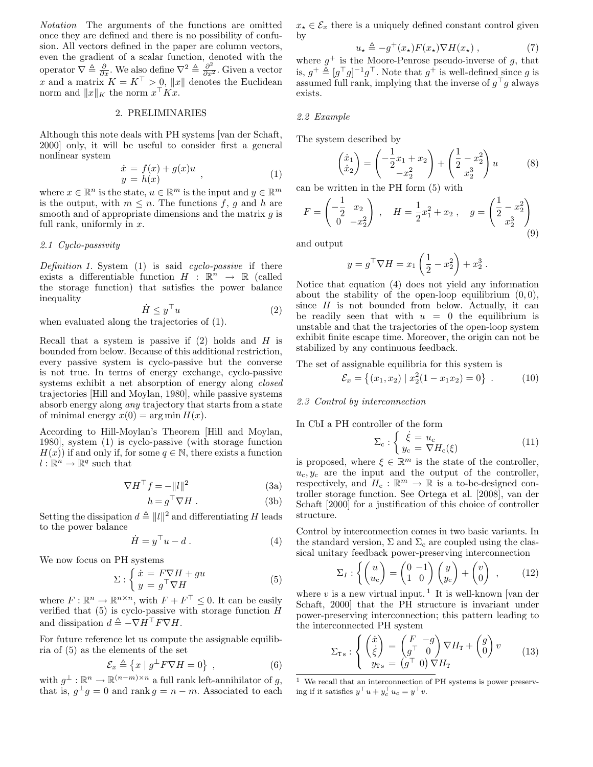*Notation* The arguments of the functions are omitted once they are defined and there is no possibility of confusion. All vectors defined in the paper are column vectors, even the gradient of a scalar function, denoted with the operator $\nabla \triangleq \frac{\partial}{\partial x}$. We also define $\nabla^2 \triangleq \frac{\partial^2}{\partial x^2}$. Given a vector $x$ and a matrix $K = K^\top > 0$, $\|x\|$ denotes the Euclidean norm and $\|x\|_K$ the norm $x^\top K x$.

## 2. PRELIMINARIES

Although this note deals with PH systems [van der Schaft, 2000] only, it will be useful to consider first a general nonlinear system

$$
\begin{aligned}
\dot{x} &= f(x) + g(x)u \\
y &= h(x)
\end{aligned} \quad , \tag{1}
$$

where $x \in \mathbb{R}^n$ is the state, $u \in \mathbb{R}^m$ is the input and $y \in \mathbb{R}^m$ is the output, with $m \leq n$. The functions $f$, $g$ and $h$ are smooth and of appropriate dimensions and the matrix $g$ is full rank, uniformly in $x$.

### 2.1 Cyclo-passivity

*Definition 1.* System (1) is said *cyclo-passive* if there exists a differentiable function $H : \mathbb{R}^n \to \mathbb{R}$ (called the storage function) that satisfies the power balance inequality

$$
\dot{H} \leq y^\top u \tag{2}
$$

when evaluated along the trajectories of (1).

Recall that a system is passive if (2) holds and $H$ is bounded from below. Because of this additional restriction, every passive system is cyclo-passive but the converse is not true. In terms of energy exchange, cyclo-passive systems exhibit a net absorption of energy along *closed* trajectories [Hill and Moylan, 1980], while passive systems absorb energy along *any* trajectory that starts from a state of minimal energy $x(0) = \arg\min H(x)$.

According to Hill-Moylan's Theorem [Hill and Moylan, 1980], system (1) is cyclo-passive (with storage function $H(x)$) if and only if, for some $q \in \mathbb{N}$, there exists a function $l : \mathbb{R}^n \to \mathbb{R}^q$ such that

$$
\nabla H^\top f = -\|l\|^2 \tag{3a}
$$

$$
h = g^\top \nabla H \ . \tag{3b}
$$

Setting the dissipation $d \triangleq \|l\|^2$ and differentiating $H$ leads to the power balance

$$
\dot{H} = y^\top u - d \ . \tag{4}
$$

We now focus on PH systems

$$
\Sigma : \begin{cases} \dot{x} = F\nabla H + gu \\ y = g^\top \nabla H \end{cases} \tag{5}
$$

where $F : \mathbb{R}^n \to \mathbb{R}^{n\times n}$, with $F + F^\top \leq 0$. It can be easily verified that (5) is cyclo-passive with storage function $H$ and dissipation $d \triangleq -\nabla H^\top F \nabla H$.

For future reference let us compute the assignable equilibria of (5) as the elements of the set

$$
\mathcal{E}_x \triangleq \left\{ x \mid g^\perp F \nabla H = 0 \right\} \ , \tag{6}
$$

with $g^\perp : \mathbb{R}^n \to \mathbb{R}^{(n-m)\times n}$ a full rank left-annihilator of $g$, that is, $g^\perp g = 0$ and $\operatorname{rank} g = n - m$. Associated to each $x_\star \in \mathcal{E}_x$ there is a uniquely defined constant control given by

$$
u_\star \triangleq -g^+(x_\star) F(x_\star) \nabla H(x_\star) \ , \tag{7}
$$

where $g^+$ is the Moore-Penrose pseudo-inverse of $g$, that is, $g^+ \triangleq [g^\top g]^{-1} g^\top$. Note that $g^+$ is well-defined since $g$ is assumed full rank, implying that the inverse of $g^\top g$ always exists.

### 2.2 Example

The system described by

$$
\begin{pmatrix} \dot{x}_1 \\ \dot{x}_2 \end{pmatrix} = \begin{pmatrix} -\frac{1}{2}x_1 + x_2 \\ -x_2^2 \end{pmatrix} + \begin{pmatrix} \frac{1}{2} - x_2^2 \\ x_2^3 \end{pmatrix} u \tag{8}
$$

can be written in the PH form (5) with

$$
F = \begin{pmatrix} -\frac{1}{2} & x_2 \\ 0 & -x_2^2 \end{pmatrix} \ , \quad H = \frac{1}{2}x_1^2 + x_2 \ , \quad g = \begin{pmatrix} \frac{1}{2} - x_2^2 \\ x_2^3 \end{pmatrix} \tag{9}
$$

and output

$$
y = g^\top \nabla H = x_1 \left( \frac{1}{2} - x_2^2 \right) + x_2^3 \ .
$$

Notice that equation (4) does not yield any information about the stability of the open-loop equilibrium $(0, 0)$, since $H$ is not bounded from below. Actually, it can be readily seen that with $u = 0$ the equilibrium is unstable and that the trajectories of the open-loop system exhibit finite escape time. Moreover, the origin can not be stabilized by any continuous feedback.

The set of assignable equilibria for this system is

$$
\mathcal{E}_x = \left\{ (x_1, x_2) \mid x_2^2(1 - x_1 x_2) = 0 \right\} \ . \tag{10}
$$

### 2.3 Control by interconnection

In CbI a PH controller of the form

$$
\Sigma_c : \begin{cases} \dot{\xi} = u_c \\ y_c = \nabla H_c(\xi) \end{cases} \tag{11}
$$

is proposed, where $\xi \in \mathbb{R}^m$ is the state of the controller, $u_c, y_c$ are the input and the output of the controller, respectively, and $H_c : \mathbb{R}^m \to \mathbb{R}$ is a to-be-designed controller storage function. See Ortega et al. [2008], van der Schaft [2000] for a justification of this choice of controller structure.

Control by interconnection comes in two basic variants. In the standard version, $\Sigma$ and $\Sigma_c$ are coupled using the classical unitary feedback power-preserving interconnection

$$
\Sigma_I : \left\{ \begin{pmatrix} u \\ u_c \end{pmatrix} = \begin{pmatrix} 0 & -1 \\ 1 & 0 \end{pmatrix} \begin{pmatrix} y \\ y_c \end{pmatrix} + \begin{pmatrix} v \\ 0 \end{pmatrix} \right. \ , \tag{12}
$$

where $v$ is a new virtual input.[1] It is well-known [van der Schaft, 2000] that the PH structure is invariant under power-preserving interconnection; this pattern leading to the interconnected PH system

$$
\Sigma_{Ts} : \begin{cases} \begin{pmatrix} \dot{x} \\ \dot{\xi} \end{pmatrix} = \begin{pmatrix} F & -g \\ g^\top & 0 \end{pmatrix} \nabla H_T + \begin{pmatrix} g \\ 0 \end{pmatrix} v \\ y_{Ts} = \begin{pmatrix} g^\top & 0 \end{pmatrix} \nabla H_T \end{cases} \tag{13}
$$

[1] We recall that an interconnection of PH systems is power preserving if it satisfies $y^\top u + y_c^\top u_c = y^\top v$.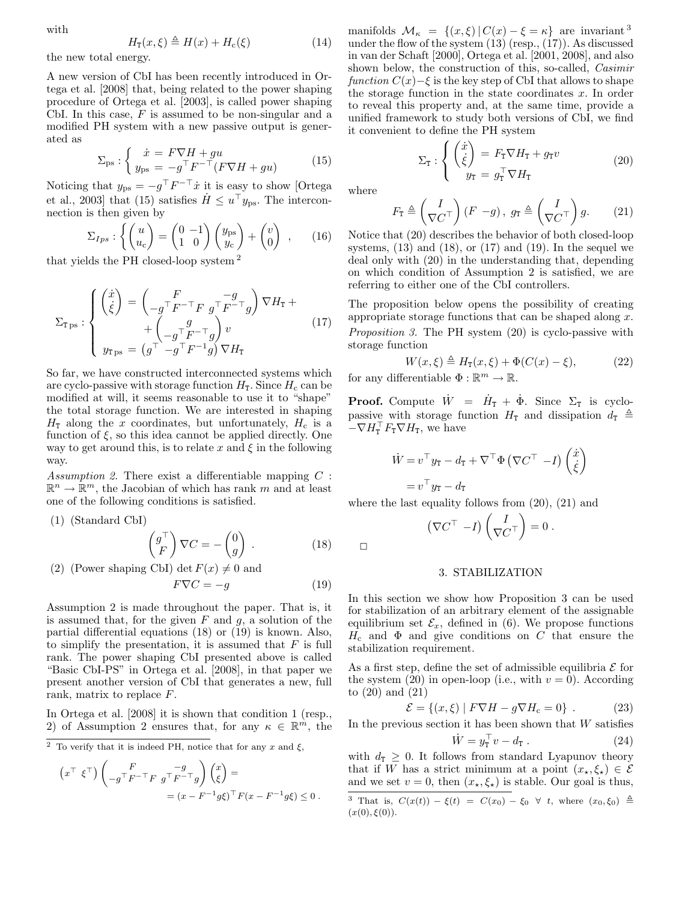with

$$H_{\mathrm{T}}(x,\xi) \triangleq H(x) + H_{\mathrm{c}}(\xi) \tag{14}$$

the new total energy.

A new version of CbI has been recently introduced in Ortega et al. [2008] that, being related to the power shaping procedure of Ortega et al. [2003], is called power shaping CbI. In this case, $F$ is assumed to be non-singular and a modified PH system with a new passive output is generated as

$$\Sigma_{\mathrm{ps}} : \begin{cases} \dot{x} = F\nabla H + gu \\ y_{\mathrm{ps}} = -g^\top F^{-\top}(F\nabla H + gu) \end{cases} \tag{15}$$

Noticing that $y_{\mathrm{ps}} = -g^\top F^{-\top}\dot{x}$ it is easy to show [Ortega et al., 2003] that (15) satisfies $\dot{H} \le u^\top y_{\mathrm{ps}}$. The interconnection is then given by

$$\Sigma_{Ips} : \left\{ \begin{pmatrix} u \\ u_{\mathrm{c}} \end{pmatrix} = \begin{pmatrix} 0 & -1 \\ 1 & 0 \end{pmatrix} \begin{pmatrix} y_{\mathrm{ps}} \\ y_{\mathrm{c}} \end{pmatrix} + \begin{pmatrix} v \\ 0 \end{pmatrix} \right. , \tag{16}$$

that yields the PH closed-loop system [2]

$$\Sigma_{\mathrm{T\,ps}} : \begin{cases} \begin{pmatrix} \dot{x} \\ \dot{\xi} \end{pmatrix} = \begin{pmatrix} F & -g \\ -g^\top F^{-\top} F & g^\top F^{-\top} g \end{pmatrix} \nabla H_{\mathrm{T}} + \\ \qquad + \begin{pmatrix} g \\ -g^\top F^{-\top} g \end{pmatrix} v \\ y_{\mathrm{T\,ps}} = \begin{pmatrix} g^\top & -g^\top F^{-1} g \end{pmatrix} \nabla H_{\mathrm{T}} \end{cases} \tag{17}$$

So far, we have constructed interconnected systems which are cyclo-passive with storage function $H_{\mathrm{T}}$. Since $H_{\mathrm{c}}$ can be modified at will, it seems reasonable to use it to "shape" the total storage function. We are interested in shaping $H_{\mathrm{T}}$ along the $x$ coordinates, but unfortunately, $H_{\mathrm{c}}$ is a function of $\xi$, so this idea cannot be applied directly. One way to get around this, is to relate $x$ and $\xi$ in the following way.

*Assumption 2.* There exist a differentiable mapping $C : \mathbb{R}^n \to \mathbb{R}^m$, the Jacobian of which has rank $m$ and at least one of the following conditions is satisfied.

(1) (Standard CbI)

$$\begin{pmatrix} g^\top \\ F \end{pmatrix} \nabla C = -\begin{pmatrix} 0 \\ g \end{pmatrix} . \tag{18}$$

(2) (Power shaping CbI) $\det F(x) \neq 0$ and

$$F\nabla C = -g \tag{19}$$

Assumption 2 is made throughout the paper. That is, it is assumed that, for the given $F$ and $g$, a solution of the partial differential equations (18) or (19) is known. Also, to simplify the presentation, it is assumed that $F$ is full rank. The power shaping CbI presented above is called "Basic CbI-PS" in Ortega et al. [2008], in that paper we present another version of CbI that generates a new, full rank, matrix to replace $F$.

In Ortega et al. [2008] it is shown that condition 1 (resp., 2) of Assumption 2 ensures that, for any $\kappa \in \mathbb{R}^m$, the manifolds $\mathcal{M}_\kappa = \{(x,\xi) \,|\, C(x) - \xi = \kappa\}$ are invariant [3] under the flow of the system (13) (resp., (17)). As discussed in van der Schaft [2000], Ortega et al. [2001, 2008], and also shown below, the construction of this, so-called, *Casimir function* $C(x) - \xi$ is the key step of CbI that allows to shape the storage function in the state coordinates $x$. In order to reveal this property and, at the same time, provide a unified framework to study both versions of CbI, we find it convenient to define the PH system

$$\Sigma_{\mathrm{T}} : \begin{cases} \begin{pmatrix} \dot{x} \\ \dot{\xi} \end{pmatrix} = F_{\mathrm{T}} \nabla H_{\mathrm{T}} + g_{\mathrm{T}} v \\ y_{\mathrm{T}} = g_{\mathrm{T}}^\top \nabla H_{\mathrm{T}} \end{cases} \tag{20}$$

where

$$F_{\mathrm{T}} \triangleq \begin{pmatrix} I \\ \nabla C^\top \end{pmatrix} \begin{pmatrix} F & -g \end{pmatrix}, \; g_{\mathrm{T}} \triangleq \begin{pmatrix} I \\ \nabla C^\top \end{pmatrix} g. \tag{21}$$

Notice that (20) describes the behavior of both closed-loop systems, (13) and (18), or (17) and (19). In the sequel we deal only with (20) in the understanding that, depending on which condition of Assumption 2 is satisfied, we are referring to either one of the CbI controllers.

The proposition below opens the possibility of creating appropriate storage functions that can be shaped along $x$.

*Proposition 3.* The PH system (20) is cyclo-passive with storage function

$$W(x,\xi) \triangleq H_{\mathrm{T}}(x,\xi) + \Phi(C(x) - \xi), \tag{22}$$

for any differentiable $\Phi : \mathbb{R}^m \to \mathbb{R}$.

**Proof.** Compute $\dot{W} = \dot{H}_{\mathrm{T}} + \dot{\Phi}$. Since $\Sigma_{\mathrm{T}}$ is cyclo-passive with storage function $H_{\mathrm{T}}$ and dissipation $d_{\mathrm{T}} \triangleq -\nabla H_{\mathrm{T}}^\top F_{\mathrm{T}} \nabla H_{\mathrm{T}}$, we have

$$\begin{aligned} \dot{W} &= v^\top y_{\mathrm{T}} - d_{\mathrm{T}} + \nabla^\top \Phi \begin{pmatrix} \nabla C^\top & -I \end{pmatrix} \begin{pmatrix} \dot{x} \\ \dot{\xi} \end{pmatrix} \\ &= v^\top y_{\mathrm{T}} - d_{\mathrm{T}} \end{aligned}$$

where the last equality follows from (20), (21) and

$$\begin{pmatrix} \nabla C^\top & -I \end{pmatrix} \begin{pmatrix} I \\ \nabla C^\top \end{pmatrix} = 0 .$$

□

## 3. STABILIZATION

In this section we show how Proposition 3 can be used for stabilization of an arbitrary element of the assignable equilibrium set $\mathcal{E}_x$, defined in (6). We propose functions $H_{\mathrm{c}}$ and $\Phi$ and give conditions on $C$ that ensure the stabilization requirement.

As a first step, define the set of admissible equilibria $\mathcal{E}$ for the system (20) in open-loop (i.e., with $v = 0$). According to (20) and (21)

$$\mathcal{E} = \{(x,\xi) \mid F\nabla H - g\nabla H_{\mathrm{c}} = 0\} . \tag{23}$$

In the previous section it has been shown that $W$ satisfies

$$\dot{W} = y_{\mathrm{T}}^\top v - d_{\mathrm{T}} . \tag{24}$$

with $d_{\mathrm{T}} \ge 0$. It follows from standard Lyapunov theory that if $W$ has a strict minimum at a point $(x_\star, \xi_\star) \in \mathcal{E}$ and we set $v = 0$, then $(x_\star, \xi_\star)$ is stable. Our goal is thus,

---

[2] To verify that it is indeed PH, notice that for any $x$ and $\xi$,

$$\begin{aligned} \begin{pmatrix} x^\top & \xi^\top \end{pmatrix} \begin{pmatrix} F & -g \\ -g^\top F^{-\top} F & g^\top F^{-\top} g \end{pmatrix} \begin{pmatrix} x \\ \xi \end{pmatrix} &= \\ &= (x - F^{-1} g\xi)^\top F (x - F^{-1} g\xi) \le 0 . \end{aligned}$$

[3] That is, $C(x(t)) - \xi(t) = C(x_0) - \xi_0 \;\; \forall \; t$, where $(x_0, \xi_0) \triangleq (x(0), \xi(0))$.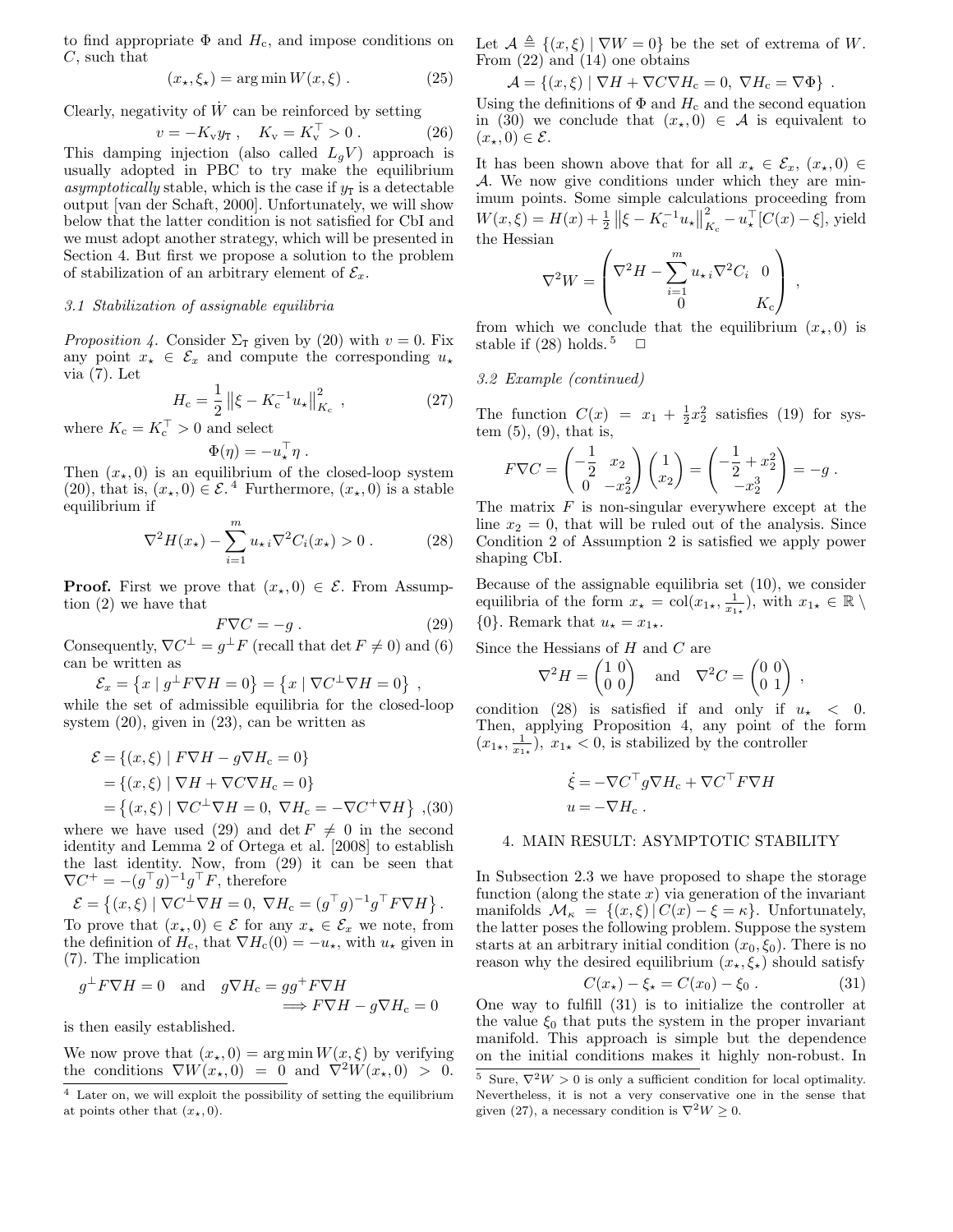to find appropriate $\Phi$ and $H_c$, and impose conditions on $C$, such that

$$(x_\star, \xi_\star) = \arg\min W(x, \xi) \; . \tag{25}$$

Clearly, negativity of $\dot{W}$ can be reinforced by setting

$$v = -K_v y_T \; , \quad K_v = K_v^\top > 0 \; . \tag{26}$$

This damping injection (also called $L_g V$) approach is usually adopted in PBC to try make the equilibrium *asymptotically* stable, which is the case if $y_T$ is a detectable output [van der Schaft, 2000]. Unfortunately, we will show below that the latter condition is not satisfied for CbI and we must adopt another strategy, which will be presented in Section 4. But first we propose a solution to the problem of stabilization of an arbitrary element of $\mathcal{E}_x$.

### 3.1 Stabilization of assignable equilibria

*Proposition 4.* Consider $\Sigma_T$ given by (20) with $v = 0$. Fix any point $x_\star \in \mathcal{E}_x$ and compute the corresponding $u_\star$ via (7). Let

$$H_c = \frac{1}{2} \left\| \xi - K_c^{-1} u_\star \right\|^2_{K_c} \; , \tag{27}$$

where $K_c = K_c^\top > 0$ and select

$$\Phi(\eta) = -u_\star^\top \eta \; .$$

Then $(x_\star, 0)$ is an equilibrium of the closed-loop system (20), that is, $(x_\star, 0) \in \mathcal{E}$.[4] Furthermore, $(x_\star, 0)$ is a stable equilibrium if

$$\nabla^2 H(x_\star) - \sum_{i=1}^{m} u_{\star i} \nabla^2 C_i(x_\star) > 0 \; . \tag{28}$$

**Proof.** First we prove that $(x_\star, 0) \in \mathcal{E}$. From Assumption (2) we have that

$$F \nabla C = -g \; . \tag{29}$$

Consequently, $\nabla C^\perp = g^\perp F$ (recall that $\det F \neq 0$) and (6) can be written as

$$\mathcal{E}_x = \left\{ x \mid g^\perp F \nabla H = 0 \right\} = \left\{ x \mid \nabla C^\perp \nabla H = 0 \right\} \; ,$$

while the set of admissible equilibria for the closed-loop system (20), given in (23), can be written as

$$\begin{aligned}
\mathcal{E} &= \{(x, \xi) \mid F \nabla H - g \nabla H_c = 0\} \\
&= \{(x, \xi) \mid \nabla H + \nabla C \nabla H_c = 0\} \\
&= \left\{ (x, \xi) \mid \nabla C^\perp \nabla H = 0, \; \nabla H_c = -\nabla C^+ \nabla H \right\} \; ,
\end{aligned} \tag{30}$$

where we have used (29) and $\det F \neq 0$ in the second identity and Lemma 2 of Ortega et al. [2008] to establish the last identity. Now, from (29) it can be seen that $\nabla C^+ = -(g^\top g)^{-1} g^\top F$, therefore

$$\mathcal{E} = \left\{ (x, \xi) \mid \nabla C^\perp \nabla H = 0, \; \nabla H_c = (g^\top g)^{-1} g^\top F \nabla H \right\} .$$

To prove that $(x_\star, 0) \in \mathcal{E}$ for any $x_\star \in \mathcal{E}_x$ we note, from the definition of $H_c$, that $\nabla H_c(0) = -u_\star$, with $u_\star$ given in (7). The implication

$$g^\perp F \nabla H = 0 \quad \text{and} \quad g \nabla H_c = g g^+ F \nabla H \Longrightarrow F \nabla H - g \nabla H_c = 0$$

is then easily established.

We now prove that $(x_\star, 0) = \arg\min W(x, \xi)$ by verifying the conditions $\nabla W(x_\star, 0) = 0$ and $\nabla^2 W(x_\star, 0) > 0$. Let $\mathcal{A} \triangleq \{(x, \xi) \mid \nabla W = 0\}$ be the set of extrema of $W$. From (22) and (14) one obtains

$$\mathcal{A} = \{(x, \xi) \mid \nabla H + \nabla C \nabla H_c = 0, \; \nabla H_c = \nabla \Phi\} \; .$$

Using the definitions of $\Phi$ and $H_c$ and the second equation in (30) we conclude that $(x_\star, 0) \in \mathcal{A}$ is equivalent to $(x_\star, 0) \in \mathcal{E}$.

It has been shown above that for all $x_\star \in \mathcal{E}_x$, $(x_\star, 0) \in \mathcal{A}$. We now give conditions under which they are minimum points. Some simple calculations proceeding from $W(x, \xi) = H(x) + \frac{1}{2} \left\| \xi - K_c^{-1} u_\star \right\|^2_{K_c} - u_\star^\top [C(x) - \xi]$, yield the Hessian

$$\nabla^2 W = \begin{pmatrix} \nabla^2 H - \sum_{i=1}^{m} u_{\star i} \nabla^2 C_i & 0 \\ 0 & K_c \end{pmatrix} \; ,$$

from which we conclude that the equilibrium $(x_\star, 0)$ is stable if (28) holds.[5] $\square$

### 3.2 Example (continued)

The function $C(x) = x_1 + \frac{1}{2} x_2^2$ satisfies (19) for system (5), (9), that is,

$$F \nabla C = \begin{pmatrix} -\frac{1}{2} & x_2 \\ 0 & -x_2^2 \end{pmatrix} \begin{pmatrix} 1 \\ x_2 \end{pmatrix} = \begin{pmatrix} -\frac{1}{2} + x_2^2 \\ -x_2^3 \end{pmatrix} = -g \; .$$

The matrix $F$ is non-singular everywhere except at the line $x_2 = 0$, that will be ruled out of the analysis. Since Condition 2 of Assumption 2 is satisfied we apply power shaping CbI.

Because of the assignable equilibria set (10), we consider equilibria of the form $x_\star = \mathrm{col}(x_{1\star}, \frac{1}{x_{1\star}})$, with $x_{1\star} \in \mathbb{R} \setminus \{0\}$. Remark that $u_\star = x_{1\star}$.

Since the Hessians of $H$ and $C$ are

$$\nabla^2 H = \begin{pmatrix} 1 & 0 \\ 0 & 0 \end{pmatrix} \quad \text{and} \quad \nabla^2 C = \begin{pmatrix} 0 & 0 \\ 0 & 1 \end{pmatrix} \; ,$$

condition (28) is satisfied if and only if $u_\star < 0$. Then, applying Proposition 4, any point of the form $(x_{1\star}, \frac{1}{x_{1\star}})$, $x_{1\star} < 0$, is stabilized by the controller

$$\begin{aligned}
\dot{\xi} &= -\nabla C^\top g \nabla H_c + \nabla C^\top F \nabla H \\
u &= -\nabla H_c \; .
\end{aligned}$$

## 4. MAIN RESULT: ASYMPTOTIC STABILITY

In Subsection 2.3 we have proposed to shape the storage function (along the state $x$) via generation of the invariant manifolds $\mathcal{M}_\kappa = \{(x, \xi) \mid C(x) - \xi = \kappa\}$. Unfortunately, the latter poses the following problem. Suppose the system starts at an arbitrary initial condition $(x_0, \xi_0)$. There is no reason why the desired equilibrium $(x_\star, \xi_\star)$ should satisfy

$$C(x_\star) - \xi_\star = C(x_0) - \xi_0 \; . \tag{31}$$

One way to fulfill (31) is to initialize the controller at the value $\xi_0$ that puts the system in the proper invariant manifold. This approach is simple but the dependence on the initial conditions makes it highly non-robust. In

---

[4] Later on, we will exploit the possibility of setting the equilibrium at points other that $(x_\star, 0)$.

[5] Sure, $\nabla^2 W > 0$ is only a sufficient condition for local optimality. Nevertheless, it is not a very conservative one in the sense that given (27), a necessary condition is $\nabla^2 W \geq 0$.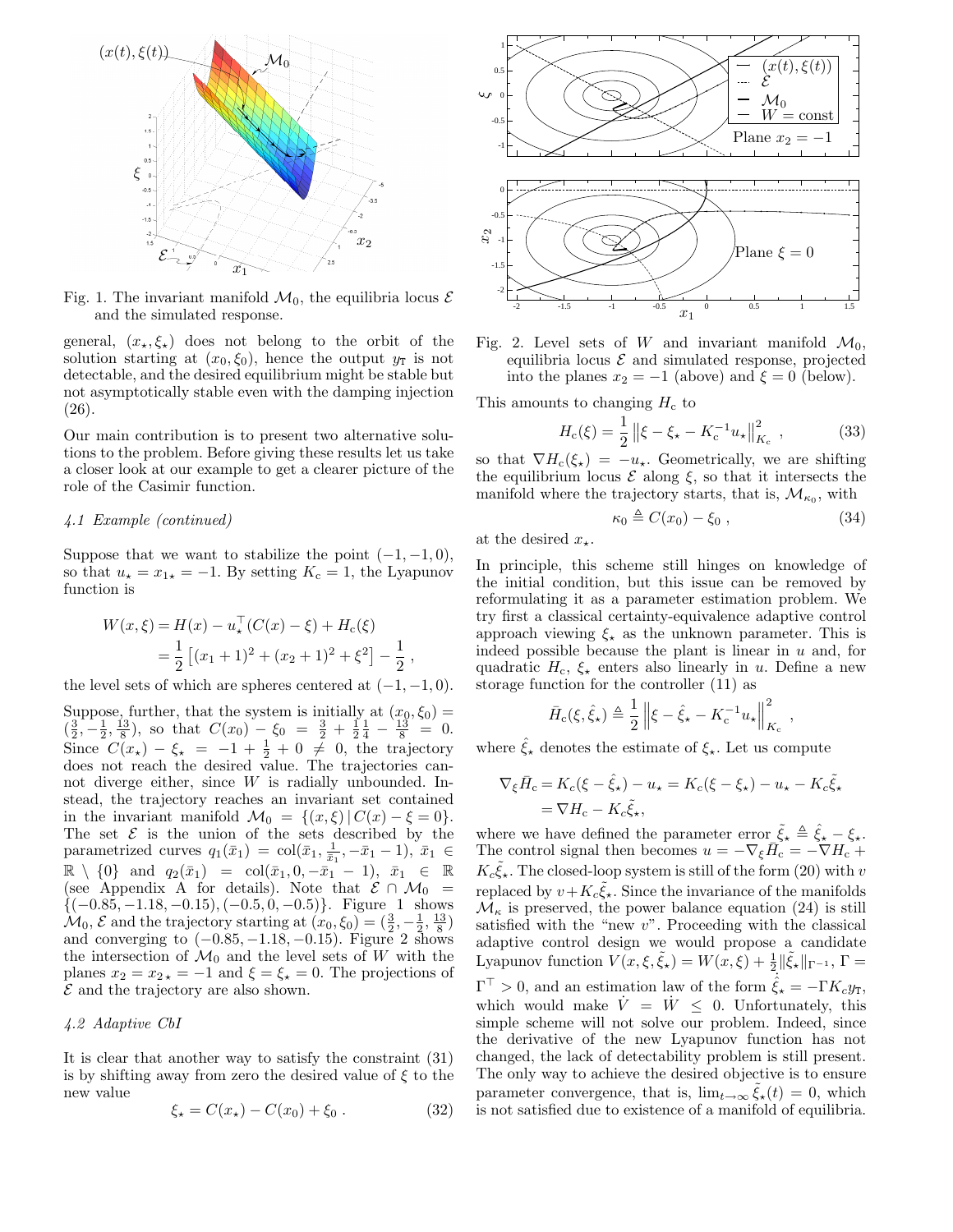Fig. 1. The invariant manifold $\mathcal{M}_0$, the equilibria locus $\mathcal{E}$ and the simulated response.

general, $(x_\star, \xi_\star)$ does not belong to the orbit of the solution starting at $(x_0, \xi_0)$, hence the output $y_{\rm T}$ is not detectable, and the desired equilibrium might be stable but not asymptotically stable even with the damping injection (26).

Our main contribution is to present two alternative solutions to the problem. Before giving these results let us take a closer look at our example to get a clearer picture of the role of the Casimir function.

### 4.1 Example (continued)

Suppose that we want to stabilize the point $(-1, -1, 0)$, so that $u_\star = x_{1\star} = -1$. By setting $K_{\rm c} = 1$, the Lyapunov function is

$$
\begin{aligned}
W(x,\xi) &= H(x) - u_\star^\top (C(x) - \xi) + H_{\rm c}(\xi) \\
&= \frac{1}{2}\left[(x_1+1)^2 + (x_2+1)^2 + \xi^2\right] - \frac{1}{2}\,,
\end{aligned}
$$

the level sets of which are spheres centered at $(-1, -1, 0)$.

Suppose, further, that the system is initially at $(x_0, \xi_0) = (\frac{3}{2}, -\frac{1}{2}, \frac{13}{8})$, so that $C(x_0) - \xi_0 = \frac{3}{2} + \frac{1}{2}\frac{1}{4} - \frac{13}{8} = 0$. Since $C(x_\star) - \xi_\star = -1 + \frac{1}{2} + 0 \neq 0$, the trajectory does not reach the desired value. The trajectories cannot diverge either, since $W$ is radially unbounded. Instead, the trajectory reaches an invariant set contained in the invariant manifold $\mathcal{M}_0 = \{(x,\xi)\,|\,C(x) - \xi = 0\}$. The set $\mathcal{E}$ is the union of the sets described by the parametrized curves $q_1(\bar{x}_1) = \mathrm{col}(\bar{x}_1, \frac{1}{\bar{x}_1}, -\bar{x}_1 - 1)$, $\bar{x}_1 \in \mathbb{R} \setminus \{0\}$ and $q_2(\bar{x}_1) = \mathrm{col}(\bar{x}_1, 0, -\bar{x}_1 - 1)$, $\bar{x}_1 \in \mathbb{R}$ (see Appendix A for details). Note that $\mathcal{E} \cap \mathcal{M}_0 = \{(-0.85, -1.18, -0.15), (-0.5, 0, -0.5)\}$. Figure 1 shows $\mathcal{M}_0$, $\mathcal{E}$ and the trajectory starting at $(x_0, \xi_0) = (\frac{3}{2}, -\frac{1}{2}, \frac{13}{8})$ and converging to $(-0.85, -1.18, -0.15)$. Figure 2 shows the intersection of $\mathcal{M}_0$ and the level sets of $W$ with the planes $x_2 = x_{2\star} = -1$ and $\xi = \xi_\star = 0$. The projections of $\mathcal{E}$ and the trajectory are also shown.

### 4.2 Adaptive CbI

It is clear that another way to satisfy the constraint (31) is by shifting away from zero the desired value of $\xi$ to the new value

$$
\xi_\star = C(x_\star) - C(x_0) + \xi_0\,. \tag{32}
$$

Fig. 2. Level sets of $W$ and invariant manifold $\mathcal{M}_0$, equilibria locus $\mathcal{E}$ and simulated response, projected into the planes $x_2 = -1$ (above) and $\xi = 0$ (below).

This amounts to changing $H_{\rm c}$ to

$$
H_{\rm c}(\xi) = \frac{1}{2}\left\|\xi - \xi_\star - K_{\rm c}^{-1}u_\star\right\|_{K_{\rm c}}^2\,, \tag{33}
$$

so that $\nabla H_{\rm c}(\xi_\star) = -u_\star$. Geometrically, we are shifting the equilibrium locus $\mathcal{E}$ along $\xi$, so that it intersects the manifold where the trajectory starts, that is, $\mathcal{M}_{\kappa_0}$, with

$$
\kappa_0 \triangleq C(x_0) - \xi_0\,, \tag{34}
$$

at the desired $x_\star$.

In principle, this scheme still hinges on knowledge of the initial condition, but this issue can be removed by reformulating it as a parameter estimation problem. We try first a classical certainty-equivalence adaptive control approach viewing $\xi_\star$ as the unknown parameter. This is indeed possible because the plant is linear in $u$ and, for quadratic $H_{\rm c}$, $\xi_\star$ enters also linearly in $u$. Define a new storage function for the controller (11) as

$$
\bar{H}_{\rm c}(\xi, \hat{\xi}_\star) \triangleq \frac{1}{2}\left\|\xi - \hat{\xi}_\star - K_{\rm c}^{-1}u_\star\right\|_{K_{\rm c}}^2\,,
$$

where $\hat{\xi}_\star$ denotes the estimate of $\xi_\star$. Let us compute

$$
\begin{aligned}
\nabla_\xi \bar{H}_{\rm c} &= K_c(\xi - \hat{\xi}_\star) - u_\star = K_c(\xi - \xi_\star) - u_\star - K_c\tilde{\xi}_\star \\
&= \nabla H_{\rm c} - K_c\tilde{\xi}_\star,
\end{aligned}
$$

where we have defined the parameter error $\tilde{\xi}_\star \triangleq \hat{\xi}_\star - \xi_\star$. The control signal then becomes $u = -\nabla_\xi \bar{H}_{\rm c} = -\nabla H_{\rm c} + K_c\tilde{\xi}_\star$. The closed-loop system is still of the form (20) with $v$ replaced by $v + K_c\tilde{\xi}_\star$. Since the invariance of the manifolds $\mathcal{M}_\kappa$ is preserved, the power balance equation (24) is still satisfied with the "new $v$". Proceeding with the classical adaptive control design we would propose a candidate Lyapunov function $V(x, \xi, \tilde{\xi}_\star) = W(x,\xi) + \frac{1}{2}\|\tilde{\xi}_\star\|_{\Gamma^{-1}}$, $\Gamma = \Gamma^\top > 0$, and an estimation law of the form $\dot{\hat{\xi}}_\star = -\Gamma K_c y_{\rm T}$, which would make $\dot{V} = \dot{W} \leq 0$. Unfortunately, this simple scheme will not solve our problem. Indeed, since the derivative of the new Lyapunov function has not changed, the lack of detectability problem is still present. The only way to achieve the desired objective is to ensure parameter convergence, that is, $\lim_{t\to\infty}\tilde{\xi}_\star(t) = 0$, which is not satisfied due to existence of a manifold of equilibria.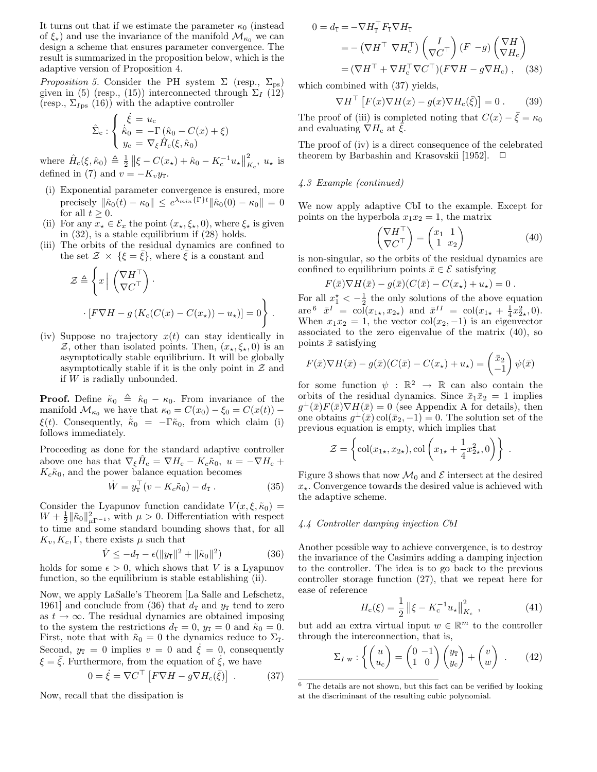It turns out that if we estimate the parameter $\kappa_0$ (instead of $\xi_\star$) and use the invariance of the manifold $\mathcal{M}_{\kappa_0}$ we can design a scheme that ensures parameter convergence. The result is summarized in the proposition below, which is the adaptive version of Proposition 4.

*Proposition 5.* Consider the PH system $\Sigma$ (resp., $\Sigma_{\rm ps}$) given in (5) (resp., (15)) interconnected through $\Sigma_I$ (12) (resp., $\Sigma_{I{\rm ps}}$ (16)) with the adaptive controller

$$
\hat{\Sigma}_{\rm c} : \begin{cases} \dot{\xi} = u_{\rm c} \\ \dot{\hat{\kappa}}_0 = -\Gamma\left(\hat{\kappa}_0 - C(x) + \xi\right) \\ y_{\rm c} = \nabla_\xi \hat{H}_{\rm c}(\xi, \hat{\kappa}_0) \end{cases}
$$

where $\hat{H}_{\rm c}(\xi, \hat{\kappa}_0) \triangleq \frac{1}{2}\left\|\xi - C(x_\star) + \hat{\kappa}_0 - K_{\rm c}^{-1}u_\star\right\|^2_{K_{\rm c}}$, $u_\star$ is defined in (7) and $v = -K_v y_{\rm T}$.

- (i) Exponential parameter convergence is ensured, more precisely $\|\hat{\kappa}_0(t) - \kappa_0\| \leq e^{\lambda_{min}\{\Gamma\}t}\|\hat{\kappa}_0(0) - \kappa_0\| = 0$ for all $t \geq 0$.
- (ii) For any $x_\star \in \mathcal{E}_x$ the point $(x_\star, \xi_\star, 0)$, where $\xi_\star$ is given in (32), is a stable equilibrium if (28) holds.
- (iii) The orbits of the residual dynamics are confined to the set $\mathcal{Z} \times \{\xi = \bar{\xi}\}$, where $\bar{\xi}$ is a constant and

$$
\mathcal{Z} \triangleq \left\{ x \Big| \begin{pmatrix} \nabla H^\top \\ \nabla C^\top \end{pmatrix} \cdot \right.
$$
$$
\left. \cdot \left[F\nabla H - g\left(K_{\rm c}(C(x) - C(x_\star)) - u_\star\right)\right] = 0 \right\}.
$$

- (iv) Suppose no trajectory $x(t)$ can stay identically in $\mathcal{Z}$, other than isolated points. Then, $(x_\star, \xi_\star, 0)$ is an asymptotically stable equilibrium. It will be globally asymptotically stable if it is the only point in $\mathcal{Z}$ and if $W$ is radially unbounded.

**Proof.** Define $\tilde{\kappa}_0 \triangleq \hat{\kappa}_0 - \kappa_0$. From invariance of the manifold $\mathcal{M}_{\kappa_0}$ we have that $\kappa_0 = C(x_0) - \xi_0 = C(x(t)) - \xi(t)$. Consequently, $\dot{\tilde{\kappa}}_0 = -\Gamma\tilde{\kappa}_0$, from which claim (i) follows immediately.

Proceeding as done for the standard adaptive controller above one has that $\nabla_\xi \hat{H}_{\rm c} = \nabla H_{\rm c} - K_{\rm c}\tilde{\kappa}_0$, $u = -\nabla H_{\rm c} + K_{\rm c}\tilde{\kappa}_0$, and the power balance equation becomes

$$
\dot{W} = y_{\rm T}^\top(v - K_{\rm c}\tilde{\kappa}_0) - d_{\rm T}\,. \tag{35}
$$

Consider the Lyapunov function candidate $V(x, \xi, \tilde{\kappa}_0) = W + \frac{1}{2}\|\tilde{\kappa}_0\|^2_{\mu\Gamma^{-1}}$, with $\mu > 0$. Differentiation with respect to time and some standard bounding shows that, for all $K_v, K_c, \Gamma$, there exists $\mu$ such that

$$
\dot{V} \leq -d_{\rm T} - \epsilon(\|y_{\rm T}\|^2 + \|\tilde{\kappa}_0\|^2) \tag{36}
$$

holds for some $\epsilon > 0$, which shows that $V$ is a Lyapunov function, so the equilibrium is stable establishing (ii).

Now, we apply LaSalle's Theorem [La Salle and Lefschetz, 1961] and conclude from (36) that $d_{\rm T}$ and $y_{\rm T}$ tend to zero as $t \to \infty$. The residual dynamics are obtained imposing to the system the restrictions $d_{\rm T} = 0$, $y_{\rm T} = 0$ and $\tilde{\kappa}_0 = 0$. First, note that with $\tilde{\kappa}_0 = 0$ the dynamics reduce to $\Sigma_{\rm T}$. Second, $y_{\rm T} = 0$ implies $v = 0$ and $\dot{\xi} = 0$, consequently $\xi = \bar{\xi}$. Furthermore, from the equation of $\dot{\xi}$, we have

$$
0 = \dot{\xi} = \nabla C^\top\left[F\nabla H - g\nabla H_{\rm c}(\bar{\xi})\right]\,. \tag{37}
$$

Now, recall that the dissipation is

$$
\begin{aligned}
0 = d_{\rm T} &= -\nabla H_{\rm T}^\top F_{\rm T} \nabla H_{\rm T} \\
&= -\begin{pmatrix}\nabla H^\top & \nabla H_{\rm c}^\top\end{pmatrix}\begin{pmatrix} I \\ \nabla C^\top\end{pmatrix}\begin{pmatrix}F & -g\end{pmatrix}\begin{pmatrix}\nabla H \\ \nabla H_{\rm c}\end{pmatrix} \\
&= (\nabla H^\top + \nabla H_{\rm c}^\top \nabla C^\top)(F\nabla H - g\nabla H_{\rm c})\,,
\end{aligned} \tag{38}
$$

which combined with (37) yields,

$$
\nabla H^\top\left[F(x)\nabla H(x) - g(x)\nabla H_{\rm c}(\bar{\xi})\right] = 0\,. \tag{39}
$$

The proof of (iii) is completed noting that $C(x) - \bar{\xi} = \kappa_0$ and evaluating $\nabla H_{\rm c}$ at $\bar{\xi}$.

The proof of (iv) is a direct consequence of the celebrated theorem by Barbashin and Krasovskii [1952]. $\square$

### 4.3 Example (continued)

We now apply adaptive CbI to the example. Except for points on the hyperbola $x_1 x_2 = 1$, the matrix

$$
\begin{pmatrix}\nabla H^\top \\ \nabla C^\top\end{pmatrix} = \begin{pmatrix} x_1 & 1 \\ 1 & x_2 \end{pmatrix} \tag{40}
$$

is non-singular, so the orbits of the residual dynamics are confined to equilibrium points $\bar{x} \in \mathcal{E}$ satisfying

$$
F(\bar{x})\nabla H(\bar{x}) - g(\bar{x})(C(\bar{x}) - C(x_\star) + u_\star) = 0\,.
$$

For all $x_1^\star < -\frac{1}{2}$ the only solutions of the above equation are[6] $\bar{x}^I = \mathrm{col}(x_{1\star}, x_{2\star})$ and $\bar{x}^{II} = \mathrm{col}(x_{1\star} + \frac{1}{4}x_{2\star}^2, 0)$. When $x_1 x_2 = 1$, the vector $\mathrm{col}(x_2, -1)$ is an eigenvector associated to the zero eigenvalue of the matrix (40), so points $\bar{x}$ satisfying

$$
F(\bar{x})\nabla H(\bar{x}) - g(\bar{x})(C(\bar{x}) - C(x_\star) + u_\star) = \begin{pmatrix}\bar{x}_2 \\ -1\end{pmatrix}\psi(\bar{x})
$$

for some function $\psi : \mathbb{R}^2 \to \mathbb{R}$ can also contain the orbits of the residual dynamics. Since $\bar{x}_1\bar{x}_2 = 1$ implies $g^\perp(\bar{x})F(\bar{x})\nabla H(\bar{x}) = 0$ (see Appendix A for details), then one obtains $g^\perp(\bar{x})\,\mathrm{col}(\bar{x}_2, -1) = 0$. The solution set of the previous equation is empty, which implies that

$$
\mathcal{Z} = \left\{\mathrm{col}(x_{1\star}, x_{2\star}), \mathrm{col}\left(x_{1\star} + \frac{1}{4}x_{2\star}^2, 0\right)\right\}\,.
$$

Figure 3 shows that now $\mathcal{M}_0$ and $\mathcal{E}$ intersect at the desired $x_\star$. Convergence towards the desired value is achieved with the adaptive scheme.

### 4.4 Controller damping injection CbI

Another possible way to achieve convergence, is to destroy the invariance of the Casimirs adding a damping injection to the controller. The idea is to go back to the previous controller storage function (27), that we repeat here for ease of reference

$$
H_{\rm c}(\xi) = \frac{1}{2}\left\|\xi - K_{\rm c}^{-1}u_\star\right\|^2_{K_{\rm c}}\,, \tag{41}
$$

but add an extra virtual input $w \in \mathbb{R}^m$ to the controller through the interconnection, that is,

$$
\Sigma_{I\,{\rm w}} : \left\{\begin{pmatrix}u \\ u_{\rm c}\end{pmatrix} = \begin{pmatrix}0 & -1 \\ 1 & 0\end{pmatrix}\begin{pmatrix}y_{\rm T} \\ y_{\rm c}\end{pmatrix} + \begin{pmatrix}v \\ w\end{pmatrix}\right.\,. \tag{42}
$$

[6] The details are not shown, but this fact can be verified by looking at the discriminant of the resulting cubic polynomial.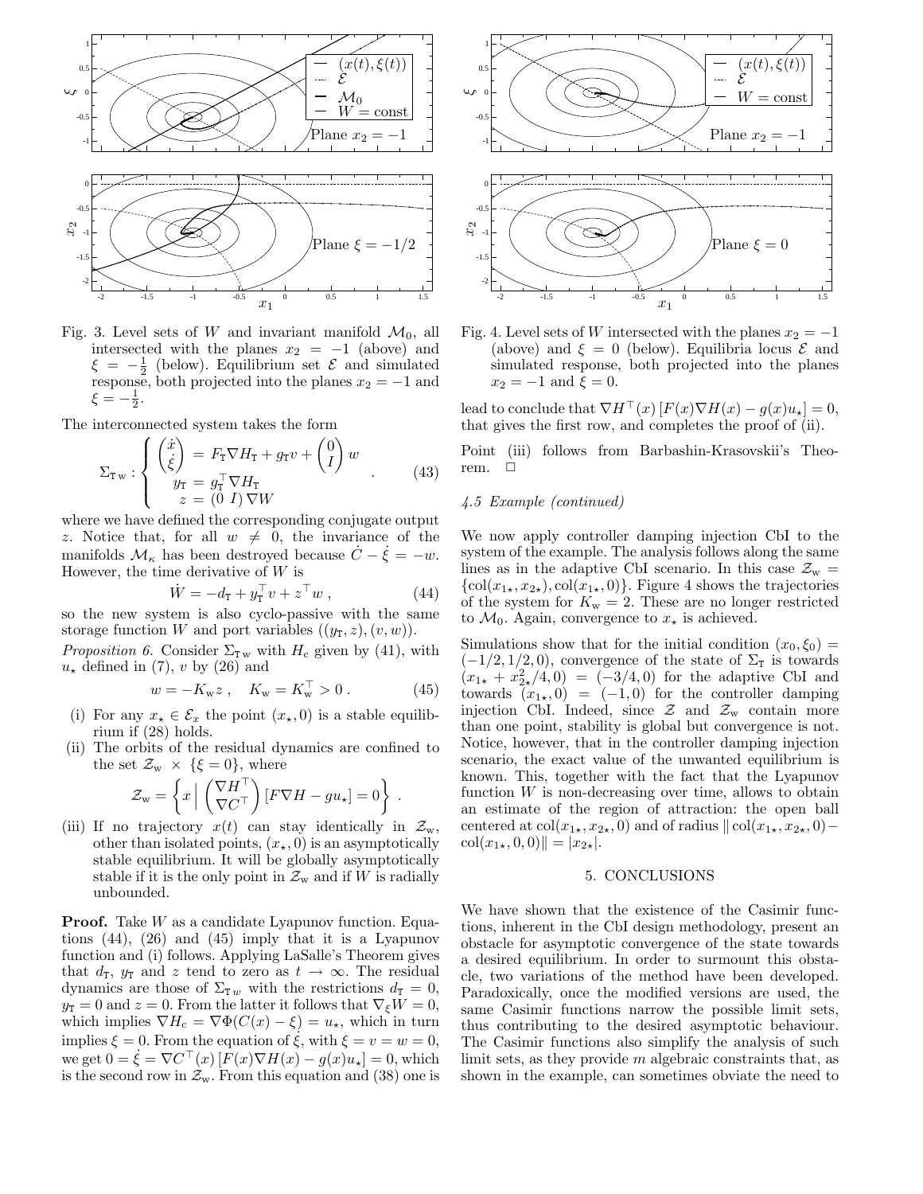Fig. 3. Level sets of $W$ and invariant manifold $\mathcal{M}_0$, all intersected with the planes $x_2 = -1$ (above) and $\xi = -\frac{1}{2}$ (below). Equilibrium set $\mathcal{E}$ and simulated response, both projected into the planes $x_2 = -1$ and $\xi = -\frac{1}{2}$.

Fig. 4. Level sets of $W$ intersected with the planes $x_2 = -1$ (above) and $\xi = 0$ (below). Equilibria locus $\mathcal{E}$ and simulated response, both projected into the planes $x_2 = -1$ and $\xi = 0$.

The interconnected system takes the form

$$\Sigma_{\mathrm{T\,w}} : \left\{ \begin{array}{l} \begin{pmatrix} \dot{x} \\ \dot{\xi} \end{pmatrix} = F_{\mathrm{T}} \nabla H_{\mathrm{T}} + g_{\mathrm{T}} v + \begin{pmatrix} 0 \\ I \end{pmatrix} w \\ \quad y_{\mathrm{T}} = g_{\mathrm{T}}^\top \nabla H_{\mathrm{T}} \\ \quad\; z = (0 \;\, I) \nabla W \end{array} \right. . \tag{43}$$

where we have defined the corresponding conjugate output $z$. Notice that, for all $w \neq 0$, the invariance of the manifolds $\mathcal{M}_\kappa$ has been destroyed because $\dot{C} - \dot{\xi} = -w$. However, the time derivative of $W$ is

$$\dot{W} = -d_{\mathrm{T}} + y_{\mathrm{T}}^\top v + z^\top w \,, \tag{44}$$

so the new system is also cyclo-passive with the same storage function $W$ and port variables $((y_{\mathrm{T}}, z), (v, w))$.

*Proposition 6.* Consider $\Sigma_{\mathrm{T\,w}}$ with $H_{\mathrm{c}}$ given by (41), with $u_\star$ defined in (7), $v$ by (26) and

$$w = -K_{\mathrm{w}} z \,, \quad K_{\mathrm{w}} = K_{\mathrm{w}}^\top > 0 \,. \tag{45}$$

(i) For any $x_\star \in \mathcal{E}_x$ the point $(x_\star, 0)$ is a stable equilibrium if (28) holds.

(ii) The orbits of the residual dynamics are confined to the set $\mathcal{Z}_{\mathrm{w}} \times \{\xi = 0\}$, where

$$\mathcal{Z}_{\mathrm{w}} = \left\{ x \;\middle|\; \begin{pmatrix} \nabla H^\top \\ \nabla C^\top \end{pmatrix} [F \nabla H - g u_\star] = 0 \right\} .$$

(iii) If no trajectory $x(t)$ can stay identically in $\mathcal{Z}_{\mathrm{w}}$, other than isolated points, $(x_\star, 0)$ is an asymptotically stable equilibrium. It will be globally asymptotically stable if it is the only point in $\mathcal{Z}_{\mathrm{w}}$ and if $W$ is radially unbounded.

**Proof.** Take $W$ as a candidate Lyapunov function. Equations (44), (26) and (45) imply that it is a Lyapunov function and (i) follows. Applying LaSalle's Theorem gives that $d_{\mathrm{T}}$, $y_{\mathrm{T}}$ and $z$ tend to zero as $t \to \infty$. The residual dynamics are those of $\Sigma_{\mathrm{T}\,w}$ with the restrictions $d_{\mathrm{T}} = 0$, $y_{\mathrm{T}} = 0$ and $z = 0$. From the latter it follows that $\nabla_\xi W = 0$, which implies $\nabla H_{\mathrm{c}} = \nabla \Phi(C(x) - \xi) = u_\star$, which in turn implies $\xi = 0$. From the equation of $\dot{\xi}$, with $\xi = v = w = 0$, we get $0 = \dot{\xi} = \nabla C^\top(x) [F(x) \nabla H(x) - g(x) u_\star] = 0$, which is the second row in $\mathcal{Z}_{\mathrm{w}}$. From this equation and (38) one is lead to conclude that $\nabla H^\top(x) [F(x) \nabla H(x) - g(x) u_\star] = 0$, that gives the first row, and completes the proof of (ii).

Point (iii) follows from Barbashin-Krasovskii's Theorem. $\square$

### 4.5 Example (continued)

We now apply controller damping injection CbI to the system of the example. The analysis follows along the same lines as in the adaptive CbI scenario. In this case $\mathcal{Z}_{\mathrm{w}} = \{\mathrm{col}(x_{1\star}, x_{2\star}), \mathrm{col}(x_{1\star}, 0)\}$. Figure 4 shows the trajectories of the system for $K_{\mathrm{w}} = 2$. These are no longer restricted to $\mathcal{M}_0$. Again, convergence to $x_\star$ is achieved.

Simulations show that for the initial condition $(x_0, \xi_0) = (-1/2, 1/2, 0)$, convergence of the state of $\Sigma_{\mathrm{T}}$ is towards $(x_{1\star} + x_{2\star}^2/4, 0) = (-3/4, 0)$ for the adaptive CbI and towards $(x_{1\star}, 0) = (-1, 0)$ for the controller damping injection CbI. Indeed, since $\mathcal{Z}$ and $\mathcal{Z}_{\mathrm{w}}$ contain more than one point, stability is global but convergence is not. Notice, however, that in the controller damping injection scenario, the exact value of the unwanted equilibrium is known. This, together with the fact that the Lyapunov function $W$ is non-decreasing over time, allows to obtain an estimate of the region of attraction: the open ball centered at $\mathrm{col}(x_{1\star}, x_{2\star}, 0)$ and of radius $\| \mathrm{col}(x_{1\star}, x_{2\star}, 0) - \mathrm{col}(x_{1\star}, 0, 0) \| = |x_{2\star}|$.

## 5. CONCLUSIONS

We have shown that the existence of the Casimir functions, inherent in the CbI design methodology, present an obstacle for asymptotic convergence of the state towards a desired equilibrium. In order to surmount this obstacle, two variations of the method have been developed. Paradoxically, once the modified versions are used, the same Casimir functions narrow the possible limit sets, thus contributing to the desired asymptotic behaviour. The Casimir functions also simplify the analysis of such limit sets, as they provide $m$ algebraic constraints that, as shown in the example, can sometimes obviate the need to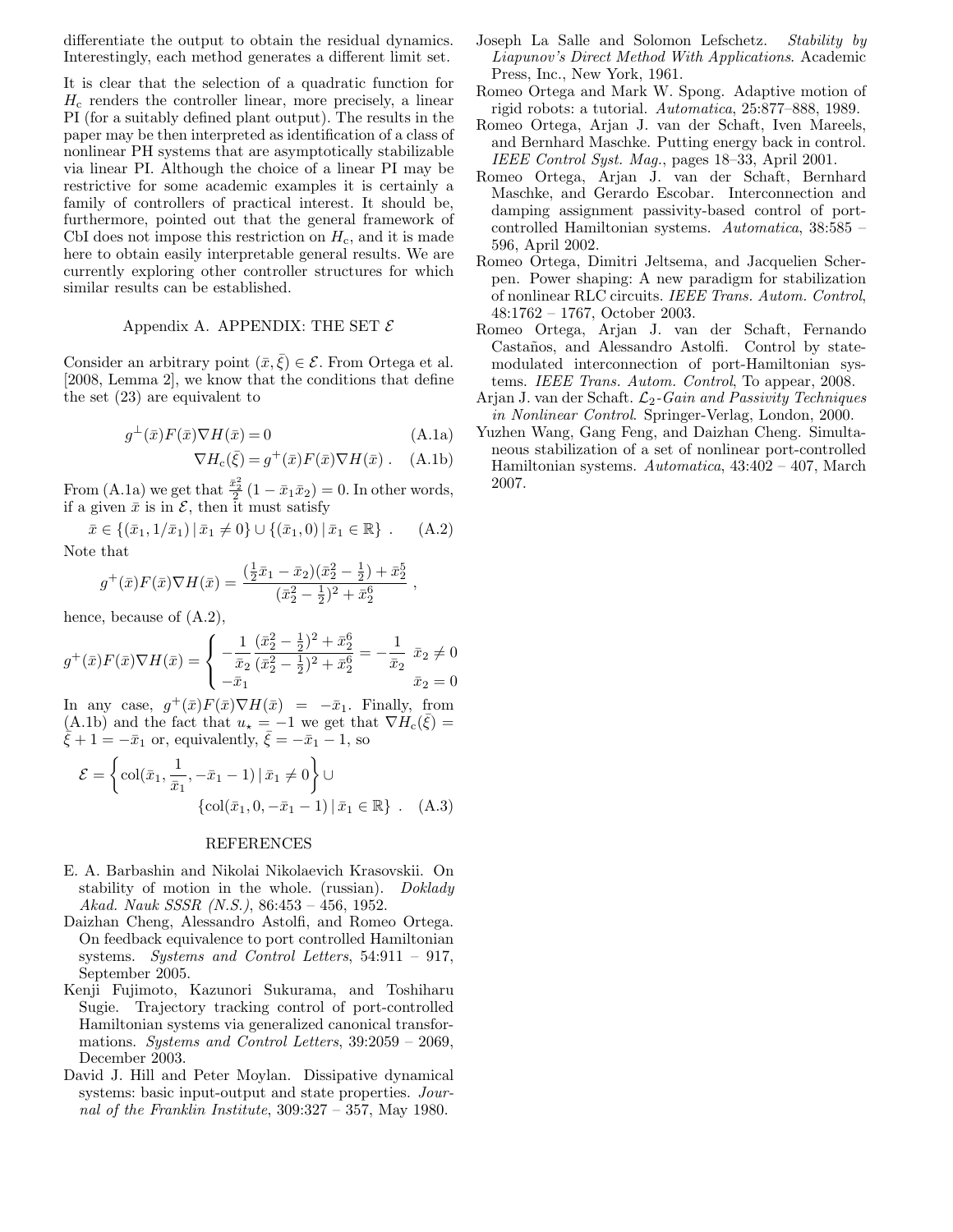differentiate the output to obtain the residual dynamics. Interestingly, each method generates a different limit set.

It is clear that the selection of a quadratic function for $H_c$ renders the controller linear, more precisely, a linear PI (for a suitably defined plant output). The results in the paper may be then interpreted as identification of a class of nonlinear PH systems that are asymptotically stabilizable via linear PI. Although the choice of a linear PI may be restrictive for some academic examples it is certainly a family of controllers of practical interest. It should be, furthermore, pointed out that the general framework of CbI does not impose this restriction on $H_c$, and it is made here to obtain easily interpretable general results. We are currently exploring other controller structures for which similar results can be established.

## Appendix A. APPENDIX: THE SET $\mathcal{E}$

Consider an arbitrary point $(\bar{x}, \bar{\xi}) \in \mathcal{E}$. From Ortega et al. [2008, Lemma 2], we know that the conditions that define the set (23) are equivalent to

$$g^{\perp}(\bar{x})F(\bar{x})\nabla H(\bar{x}) = 0 \qquad \text{(A.1a)}$$

$$\nabla H_c(\bar{\xi}) = g^{+}(\bar{x})F(\bar{x})\nabla H(\bar{x}) \; . \qquad \text{(A.1b)}$$

From (A.1a) we get that $\frac{\bar{x}_2^2}{2}(1 - \bar{x}_1\bar{x}_2) = 0$. In other words, if a given $\bar{x}$ is in $\mathcal{E}$, then it must satisfy

$$\bar{x} \in \{(\bar{x}_1, 1/\bar{x}_1) \,|\, \bar{x}_1 \neq 0\} \cup \{(\bar{x}_1, 0) \,|\, \bar{x}_1 \in \mathbb{R}\} \; . \qquad \text{(A.2)}$$

Note that

$$g^{+}(\bar{x})F(\bar{x})\nabla H(\bar{x}) = \frac{(\frac{1}{2}\bar{x}_1 - \bar{x}_2)(\bar{x}_2^2 - \frac{1}{2}) + \bar{x}_2^5}{(\bar{x}_2^2 - \frac{1}{2})^2 + \bar{x}_2^6} \; ,$$

hence, because of (A.2),

$$g^{+}(\bar{x})F(\bar{x})\nabla H(\bar{x}) = \begin{cases} -\dfrac{1}{\bar{x}_2}\dfrac{(\bar{x}_2^2 - \frac{1}{2})^2 + \bar{x}_2^6}{(\bar{x}_2^2 - \frac{1}{2})^2 + \bar{x}_2^6} = -\dfrac{1}{\bar{x}_2} & \bar{x}_2 \neq 0 \\ -\bar{x}_1 & \bar{x}_2 = 0 \end{cases}$$

In any case, $g^{+}(\bar{x})F(\bar{x})\nabla H(\bar{x}) = -\bar{x}_1$. Finally, from (A.1b) and the fact that $u_\star = -1$ we get that $\nabla H_c(\bar{\xi}) = \bar{\xi} + 1 = -\bar{x}_1$ or, equivalently, $\bar{\xi} = -\bar{x}_1 - 1$, so

$$\mathcal{E} = \left\{ \mathrm{col}(\bar{x}_1, \frac{1}{\bar{x}_1}, -\bar{x}_1 - 1) \,|\, \bar{x}_1 \neq 0 \right\} \cup \{\mathrm{col}(\bar{x}_1, 0, -\bar{x}_1 - 1) \,|\, \bar{x}_1 \in \mathbb{R}\} \; . \qquad \text{(A.3)}$$

## REFERENCES

E. A. Barbashin and Nikolai Nikolaevich Krasovskii. On stability of motion in the whole. (russian). *Doklady Akad. Nauk SSSR (N.S.)*, 86:453 – 456, 1952.

Daizhan Cheng, Alessandro Astolfi, and Romeo Ortega. On feedback equivalence to port controlled Hamiltonian systems. *Systems and Control Letters*, 54:911 – 917, September 2005.

Kenji Fujimoto, Kazunori Sukurama, and Toshiharu Sugie. Trajectory tracking control of port-controlled Hamiltonian systems via generalized canonical transformations. *Systems and Control Letters*, 39:2059 – 2069, December 2003.

David J. Hill and Peter Moylan. Dissipative dynamical systems: basic input-output and state properties. *Journal of the Franklin Institute*, 309:327 – 357, May 1980.

Joseph La Salle and Solomon Lefschetz. *Stability by Liapunov's Direct Method With Applications*. Academic Press, Inc., New York, 1961.

Romeo Ortega and Mark W. Spong. Adaptive motion of rigid robots: a tutorial. *Automatica*, 25:877–888, 1989.

Romeo Ortega, Arjan J. van der Schaft, Iven Mareels, and Bernhard Maschke. Putting energy back in control. *IEEE Control Syst. Mag.*, pages 18–33, April 2001.

Romeo Ortega, Arjan J. van der Schaft, Bernhard Maschke, and Gerardo Escobar. Interconnection and damping assignment passivity-based control of port-controlled Hamiltonian systems. *Automatica*, 38:585 – 596, April 2002.

Romeo Ortega, Dimitri Jeltsema, and Jacquelien Scherpen. Power shaping: A new paradigm for stabilization of nonlinear RLC circuits. *IEEE Trans. Autom. Control*, 48:1762 – 1767, October 2003.

Romeo Ortega, Arjan J. van der Schaft, Fernando Castaños, and Alessandro Astolfi. Control by state-modulated interconnection of port-Hamiltonian systems. *IEEE Trans. Autom. Control*, To appear, 2008.

Arjan J. van der Schaft. *$\mathcal{L}_2$-Gain and Passivity Techniques in Nonlinear Control*. Springer-Verlag, London, 2000.

Yuzhen Wang, Gang Feng, and Daizhan Cheng. Simultaneous stabilization of a set of nonlinear port-controlled Hamiltonian systems. *Automatica*, 43:402 – 407, March 2007.